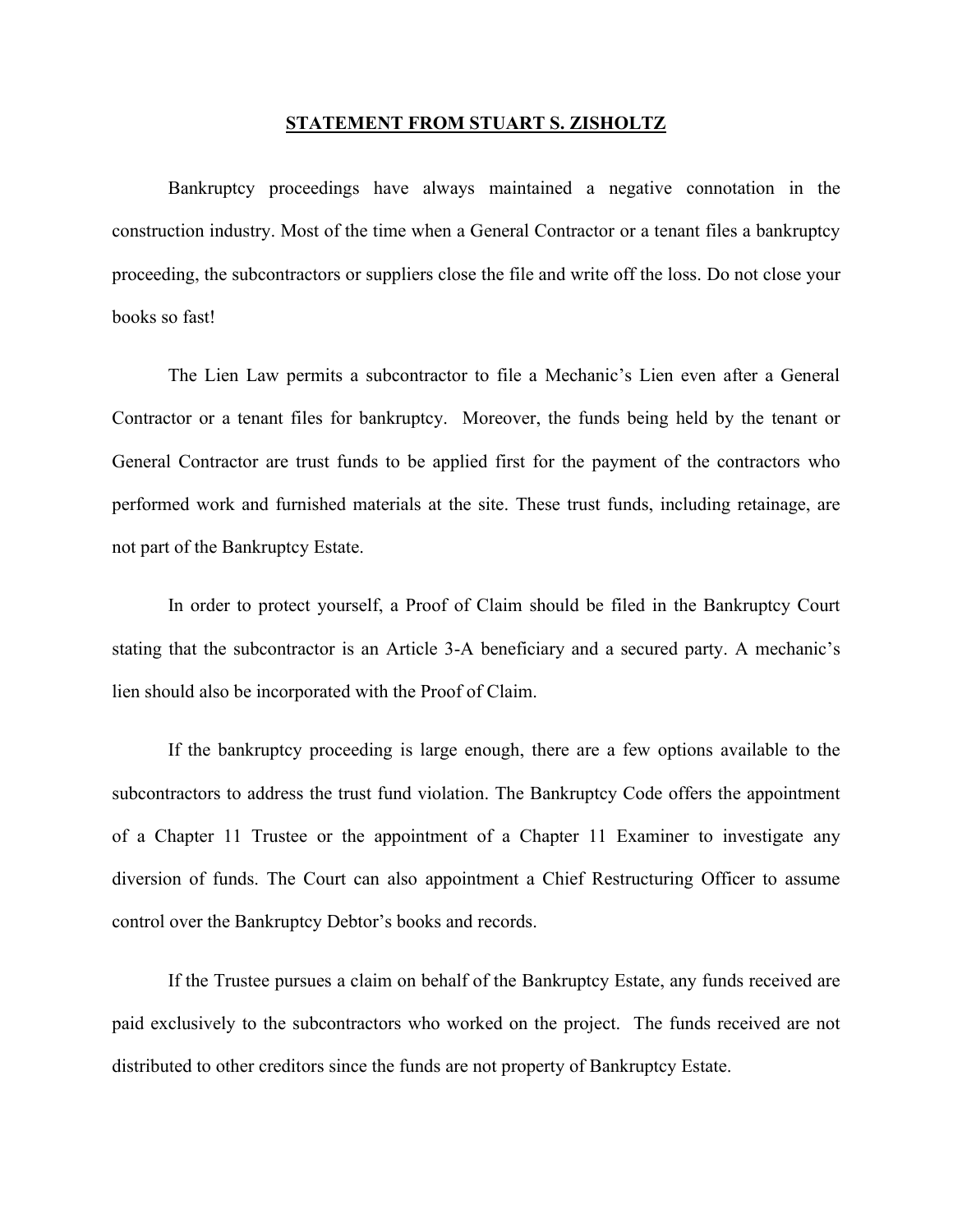# STATEMENT FROM STUART S. ZISHOLTZ

Bankruptcy proceedings have always maintained a negative connotation in the construction industry. Most of the time when a General Contractor or a tenant files a bankruptcy proceeding, the subcontractors or suppliers close the file and write off the loss. Do not close your books so fast!

The Lien Law permits a subcontractor to file a Mechanic's Lien even after a General Contractor or a tenant files for bankruptcy. Moreover, the funds being held by the tenant or General Contractor are trust funds to be applied first for the payment of the contractors who performed work and furnished materials at the site. These trust funds, including retainage, are not part of the Bankruptcy Estate.

In order to protect yourself, a Proof of Claim should be filed in the Bankruptcy Court stating that the subcontractor is an Article 3-A beneficiary and a secured party. A mechanic's lien should also be incorporated with the Proof of Claim.

If the bankruptcy proceeding is large enough, there are a few options available to the subcontractors to address the trust fund violation. The Bankruptcy Code offers the appointment of a Chapter 11 Trustee or the appointment of a Chapter 11 Examiner to investigate any diversion of funds. The Court can also appointment a Chief Restructuring Officer to assume control over the Bankruptcy Debtor's books and records.

If the Trustee pursues a claim on behalf of the Bankruptcy Estate, any funds received are paid exclusively to the subcontractors who worked on the project. The funds received are not distributed to other creditors since the funds are not property of Bankruptcy Estate.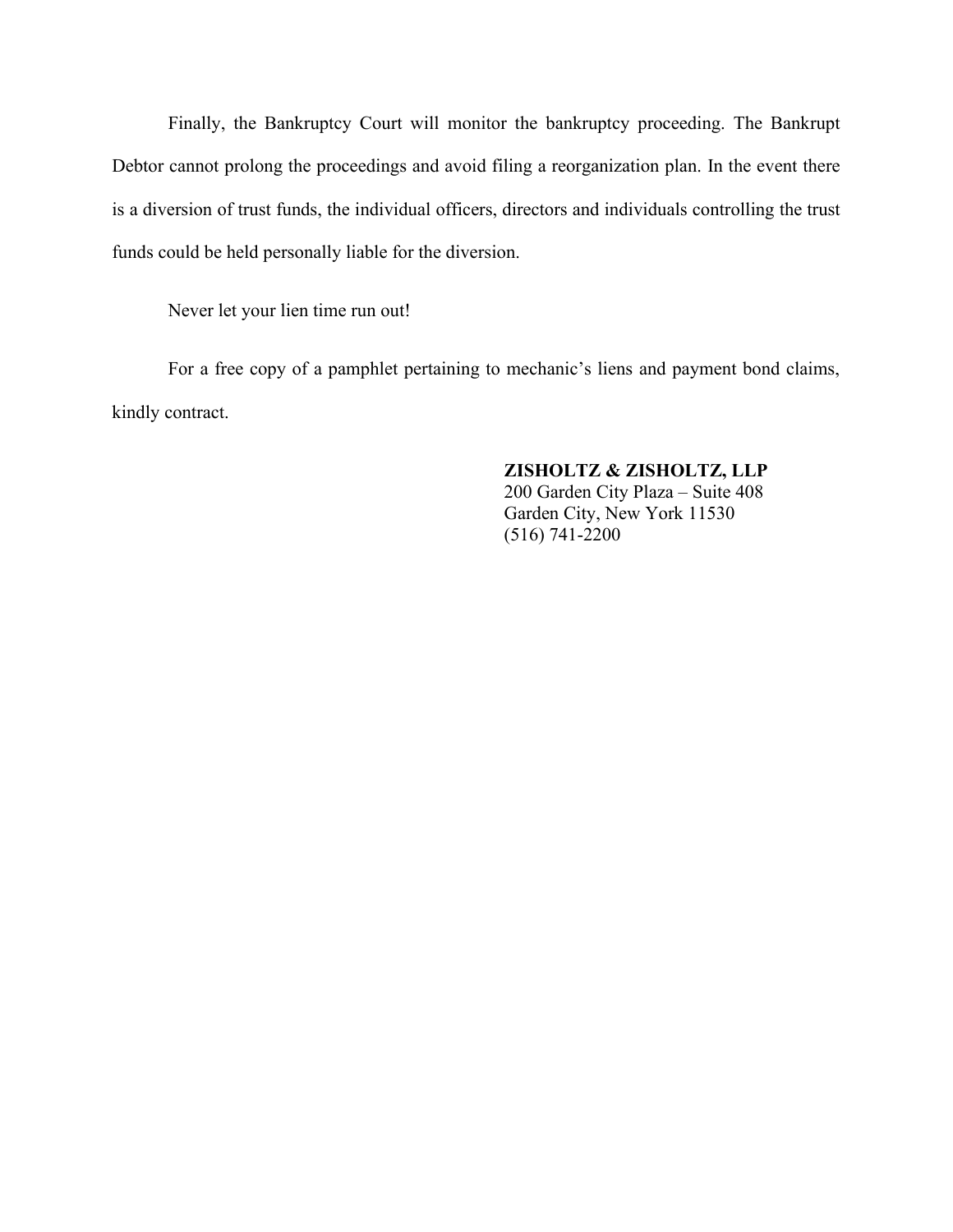Finally, the Bankruptcy Court will monitor the bankruptcy proceeding. The Bankrupt Debtor cannot prolong the proceedings and avoid filing a reorganization plan. In the event there is a diversion of trust funds, the individual officers, directors and individuals controlling the trust funds could be held personally liable for the diversion.

Never let your lien time run out!

For a free copy of a pamphlet pertaining to mechanic's liens and payment bond claims, kindly contract.

**ZISHOLTZ & ZISHOLTZ, LLP**
200 Garden City Plaza – Suite 408
Garden City, New York 11530
(516) 741-2200